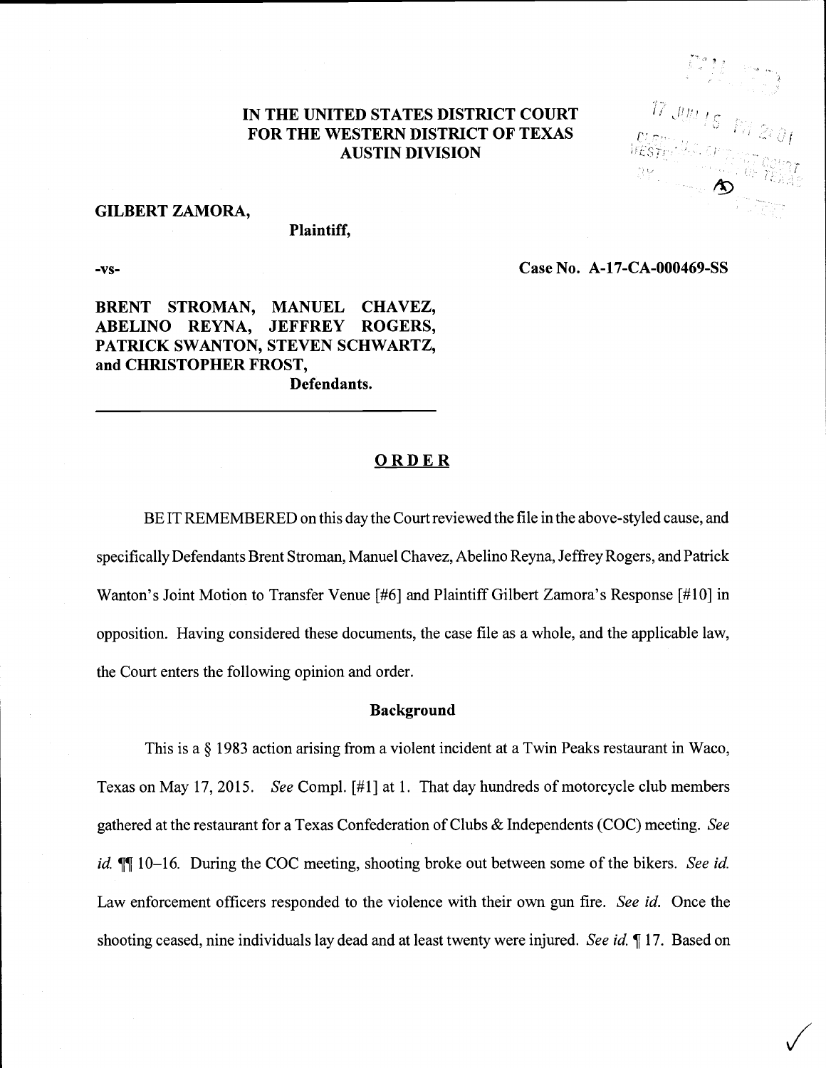**IN THE UNITED STATES DISTRICT COURT**
**FOR THE WESTERN DISTRICT OF TEXAS**
**AUSTIN DIVISION**

**GILBERT ZAMORA,**
**Plaintiff,**

**-vs-** **Case No. A-17-CA-000469-SS**

**BRENT STROMAN, MANUEL CHAVEZ, ABELINO REYNA, JEFFREY ROGERS, PATRICK SWANTON, STEVEN SCHWARTZ, and CHRISTOPHER FROST,**
**Defendants.**

## ORDER

BE IT REMEMBERED on this day the Court reviewed the file in the above-styled cause, and specifically Defendants Brent Stroman, Manuel Chavez, Abelino Reyna, Jeffrey Rogers, and Patrick Wanton's Joint Motion to Transfer Venue [#6] and Plaintiff Gilbert Zamora's Response [#10] in opposition. Having considered these documents, the case file as a whole, and the applicable law, the Court enters the following opinion and order.

### Background

This is a § 1983 action arising from a violent incident at a Twin Peaks restaurant in Waco, Texas on May 17, 2015. *See* Compl. [#1] at 1. That day hundreds of motorcycle club members gathered at the restaurant for a Texas Confederation of Clubs & Independents (COC) meeting. *See id.* ¶¶ 10–16. During the COC meeting, shooting broke out between some of the bikers. *See id.* Law enforcement officers responded to the violence with their own gun fire. *See id.* Once the shooting ceased, nine individuals lay dead and at least twenty were injured. *See id.* ¶ 17. Based on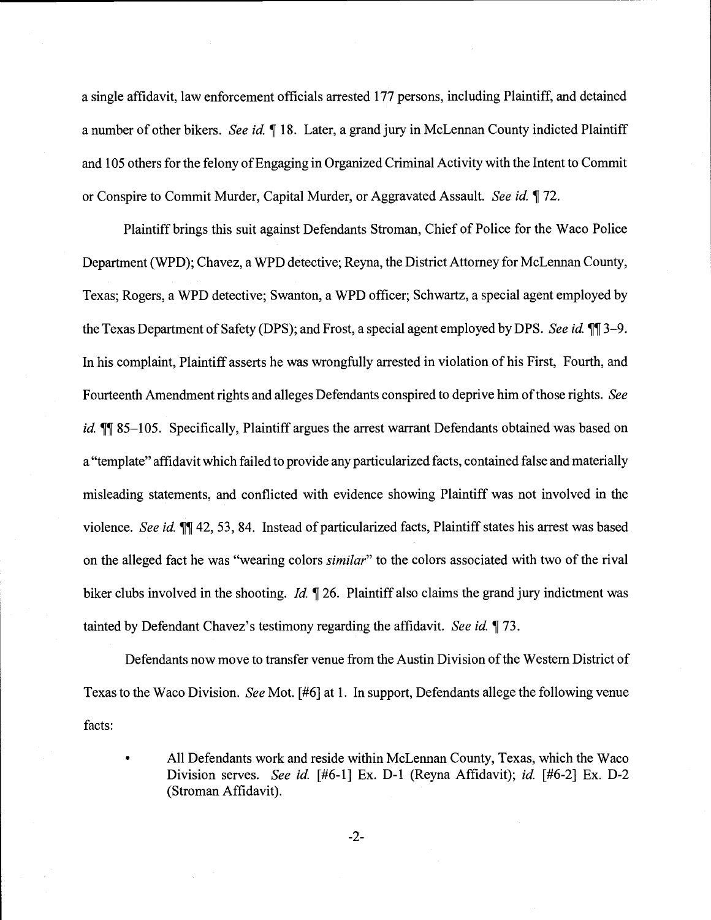a single affidavit, law enforcement officials arrested 177 persons, including Plaintiff, and detained a number of other bikers. *See id.* ¶ 18. Later, a grand jury in McLennan County indicted Plaintiff and 105 others for the felony of Engaging in Organized Criminal Activity with the Intent to Commit or Conspire to Commit Murder, Capital Murder, or Aggravated Assault. *See id.* ¶ 72.

Plaintiff brings this suit against Defendants Stroman, Chief of Police for the Waco Police Department (WPD); Chavez, a WPD detective; Reyna, the District Attorney for McLennan County, Texas; Rogers, a WPD detective; Swanton, a WPD officer; Schwartz, a special agent employed by the Texas Department of Safety (DPS); and Frost, a special agent employed by DPS. *See id.* ¶¶ 3–9. In his complaint, Plaintiff asserts he was wrongfully arrested in violation of his First, Fourth, and Fourteenth Amendment rights and alleges Defendants conspired to deprive him of those rights. *See id.* ¶¶ 85–105. Specifically, Plaintiff argues the arrest warrant Defendants obtained was based on a "template" affidavit which failed to provide any particularized facts, contained false and materially misleading statements, and conflicted with evidence showing Plaintiff was not involved in the violence. *See id.* ¶¶ 42, 53, 84. Instead of particularized facts, Plaintiff states his arrest was based on the alleged fact he was "wearing colors *similar*" to the colors associated with two of the rival biker clubs involved in the shooting. *Id.* ¶ 26. Plaintiff also claims the grand jury indictment was tainted by Defendant Chavez's testimony regarding the affidavit. *See id.* ¶ 73.

Defendants now move to transfer venue from the Austin Division of the Western District of Texas to the Waco Division. *See* Mot. [#6] at 1. In support, Defendants allege the following venue facts:

- All Defendants work and reside within McLennan County, Texas, which the Waco Division serves. *See id.* [#6-1] Ex. D-1 (Reyna Affidavit); *id.* [#6-2] Ex. D-2 (Stroman Affidavit).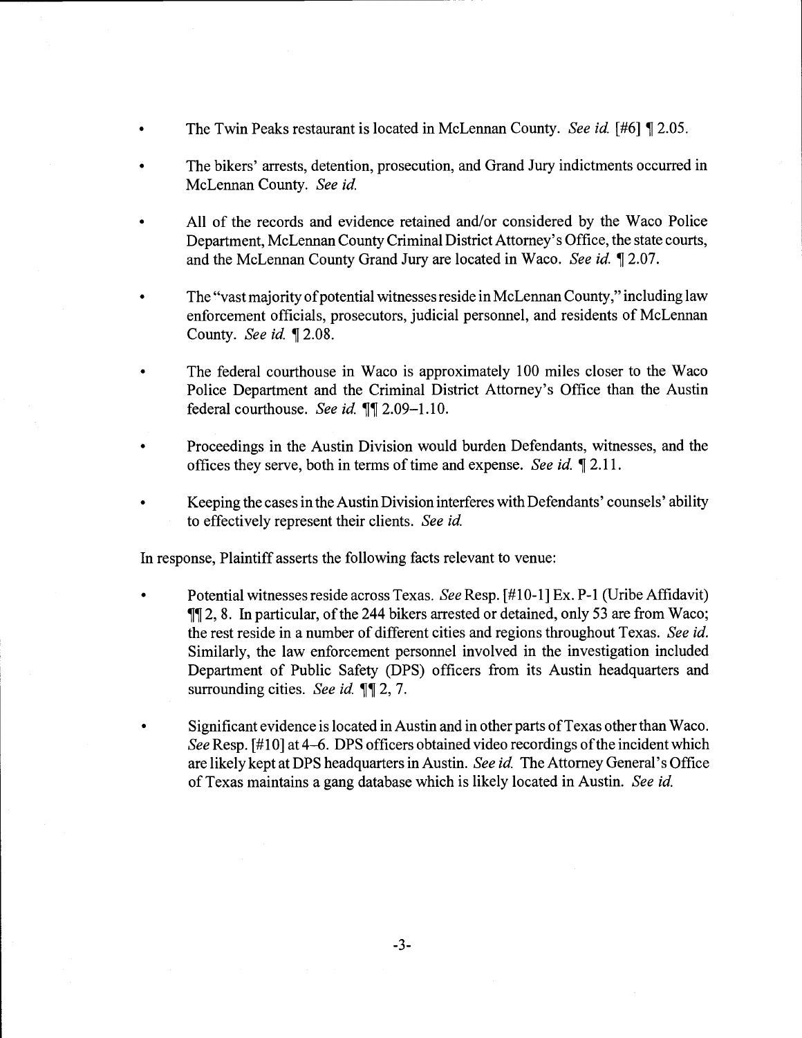- The Twin Peaks restaurant is located in McLennan County. *See id.* [#6] ¶ 2.05.
- The bikers' arrests, detention, prosecution, and Grand Jury indictments occurred in McLennan County. *See id.*
- All of the records and evidence retained and/or considered by the Waco Police Department, McLennan County Criminal District Attorney's Office, the state courts, and the McLennan County Grand Jury are located in Waco. *See id.* ¶ 2.07.
- The "vast majority of potential witnesses reside in McLennan County," including law enforcement officials, prosecutors, judicial personnel, and residents of McLennan County. *See id.* ¶ 2.08.
- The federal courthouse in Waco is approximately 100 miles closer to the Waco Police Department and the Criminal District Attorney's Office than the Austin federal courthouse. *See id.* ¶¶ 2.09–1.10.
- Proceedings in the Austin Division would burden Defendants, witnesses, and the offices they serve, both in terms of time and expense. *See id.* ¶ 2.11.
- Keeping the cases in the Austin Division interferes with Defendants' counsels' ability to effectively represent their clients. *See id.*

In response, Plaintiff asserts the following facts relevant to venue:

- Potential witnesses reside across Texas. *See* Resp. [#10-1] Ex. P-1 (Uribe Affidavit) ¶¶ 2, 8. In particular, of the 244 bikers arrested or detained, only 53 are from Waco; the rest reside in a number of different cities and regions throughout Texas. *See id.* Similarly, the law enforcement personnel involved in the investigation included Department of Public Safety (DPS) officers from its Austin headquarters and surrounding cities. *See id.* ¶¶ 2, 7.
- Significant evidence is located in Austin and in other parts of Texas other than Waco. *See* Resp. [#10] at 4–6. DPS officers obtained video recordings of the incident which are likely kept at DPS headquarters in Austin. *See id.* The Attorney General's Office of Texas maintains a gang database which is likely located in Austin. *See id.*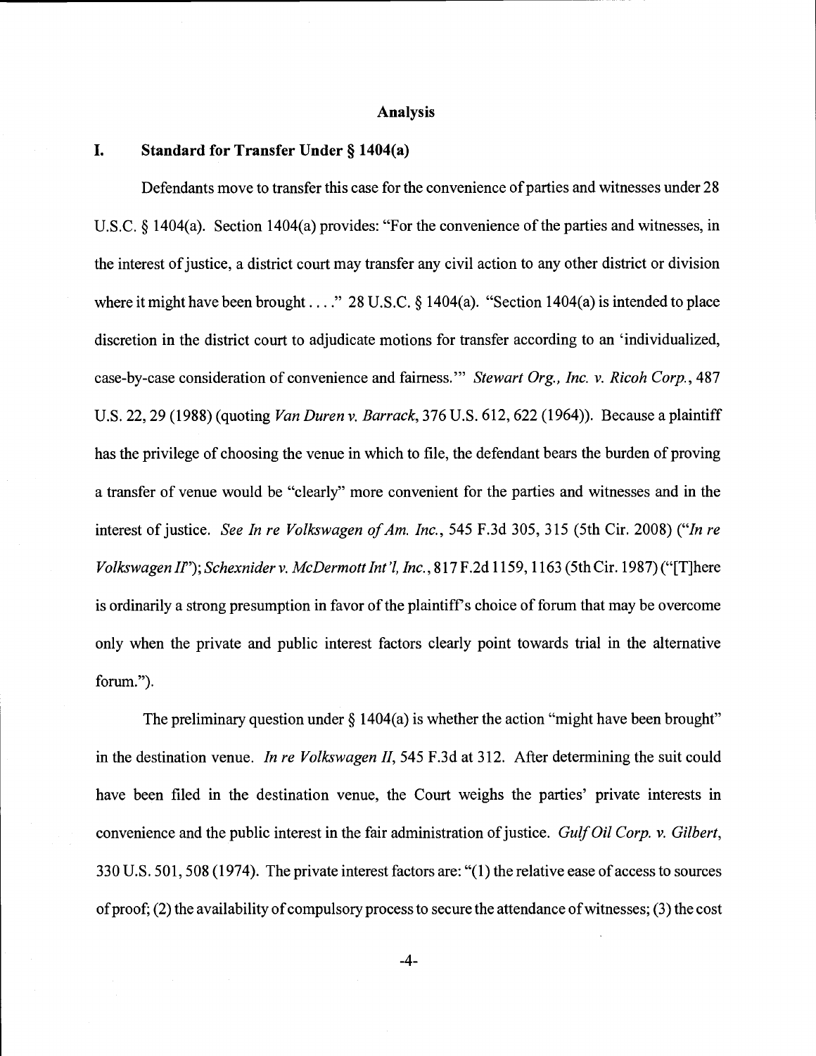## Analysis

### I. Standard for Transfer Under § 1404(a)

Defendants move to transfer this case for the convenience of parties and witnesses under 28 U.S.C. § 1404(a). Section 1404(a) provides: "For the convenience of the parties and witnesses, in the interest of justice, a district court may transfer any civil action to any other district or division where it might have been brought . . . ." 28 U.S.C. § 1404(a). "Section 1404(a) is intended to place discretion in the district court to adjudicate motions for transfer according to an 'individualized, case-by-case consideration of convenience and fairness.'" *Stewart Org., Inc. v. Ricoh Corp.*, 487 U.S. 22, 29 (1988) (quoting *Van Duren v. Barrack*, 376 U.S. 612, 622 (1964)). Because a plaintiff has the privilege of choosing the venue in which to file, the defendant bears the burden of proving a transfer of venue would be "clearly" more convenient for the parties and witnesses and in the interest of justice. *See In re Volkswagen of Am. Inc.*, 545 F.3d 305, 315 (5th Cir. 2008) ("*In re Volkswagen II*"); *Schexnider v. McDermott Int'l, Inc.*, 817 F.2d 1159, 1163 (5th Cir. 1987) ("[T]here is ordinarily a strong presumption in favor of the plaintiff's choice of forum that may be overcome only when the private and public interest factors clearly point towards trial in the alternative forum.").

The preliminary question under § 1404(a) is whether the action "might have been brought" in the destination venue. *In re Volkswagen II*, 545 F.3d at 312. After determining the suit could have been filed in the destination venue, the Court weighs the parties' private interests in convenience and the public interest in the fair administration of justice. *Gulf Oil Corp. v. Gilbert*, 330 U.S. 501, 508 (1974). The private interest factors are: "(1) the relative ease of access to sources of proof; (2) the availability of compulsory process to secure the attendance of witnesses; (3) the cost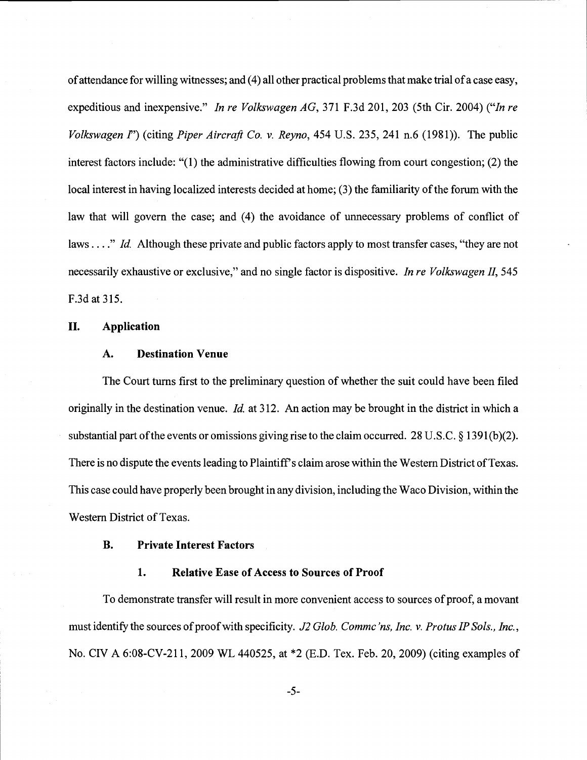of attendance for willing witnesses; and (4) all other practical problems that make trial of a case easy, expeditious and inexpensive." *In re Volkswagen AG*, 371 F.3d 201, 203 (5th Cir. 2004) ("*In re Volkswagen I*") (citing *Piper Aircraft Co. v. Reyno*, 454 U.S. 235, 241 n.6 (1981)). The public interest factors include: "(1) the administrative difficulties flowing from court congestion; (2) the local interest in having localized interests decided at home; (3) the familiarity of the forum with the law that will govern the case; and (4) the avoidance of unnecessary problems of conflict of laws . . . ." *Id.* Although these private and public factors apply to most transfer cases, "they are not necessarily exhaustive or exclusive," and no single factor is dispositive. *In re Volkswagen II*, 545 F.3d at 315.

## II. Application

### A. Destination Venue

The Court turns first to the preliminary question of whether the suit could have been filed originally in the destination venue. *Id.* at 312. An action may be brought in the district in which a substantial part of the events or omissions giving rise to the claim occurred. 28 U.S.C. § 1391(b)(2). There is no dispute the events leading to Plaintiff's claim arose within the Western District of Texas. This case could have properly been brought in any division, including the Waco Division, within the Western District of Texas.

### B. Private Interest Factors

#### 1. Relative Ease of Access to Sources of Proof

To demonstrate transfer will result in more convenient access to sources of proof, a movant must identify the sources of proof with specificity. *J2 Glob. Commc'ns, Inc. v. Protus IP Sols., Inc.*, No. CIV A 6:08-CV-211, 2009 WL 440525, at *2 (E.D. Tex. Feb. 20, 2009) (citing examples of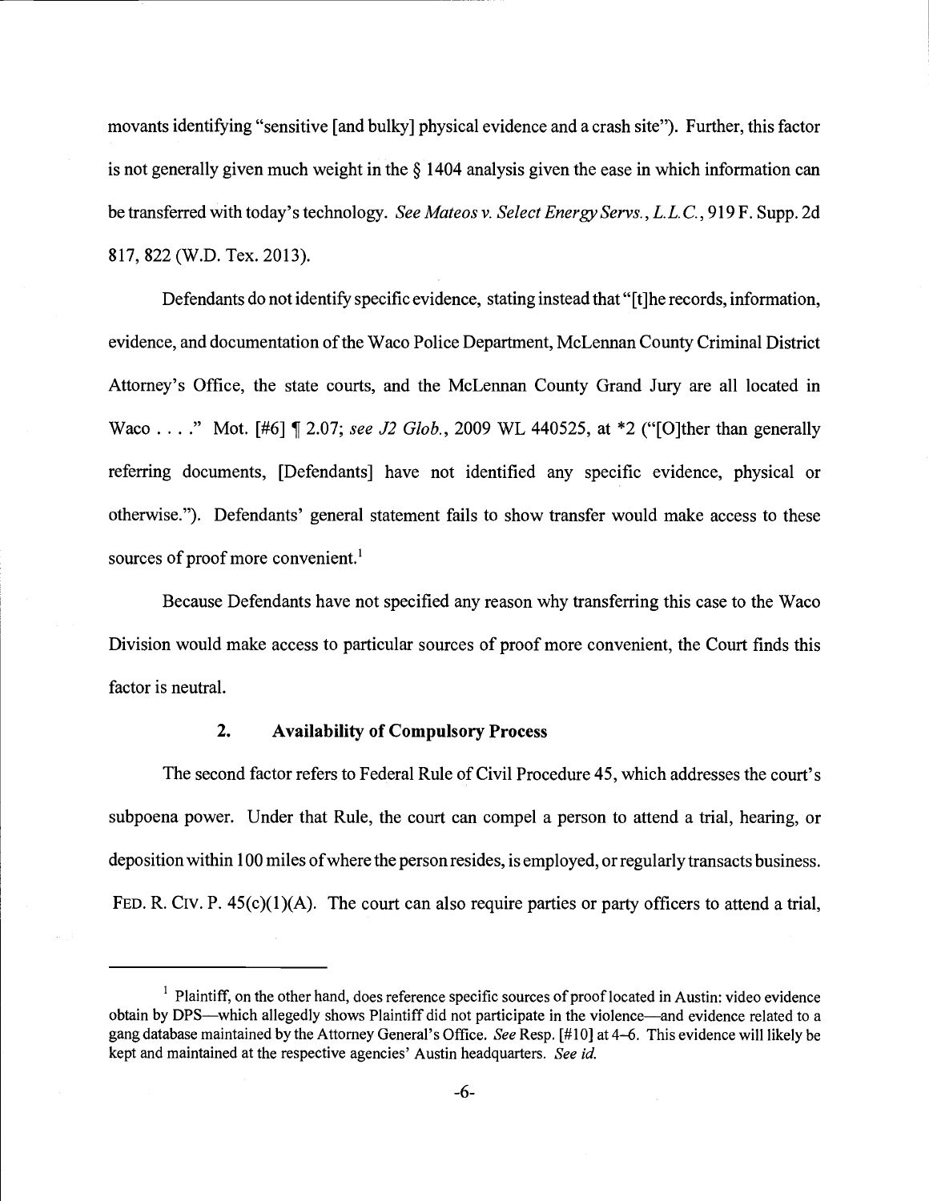movants identifying "sensitive [and bulky] physical evidence and a crash site"). Further, this factor is not generally given much weight in the § 1404 analysis given the ease in which information can be transferred with today's technology. *See Mateos v. Select Energy Servs., L.L.C.*, 919 F. Supp. 2d 817, 822 (W.D. Tex. 2013).

Defendants do not identify specific evidence, stating instead that "[t]he records, information, evidence, and documentation of the Waco Police Department, McLennan County Criminal District Attorney's Office, the state courts, and the McLennan County Grand Jury are all located in Waco . . . ." Mot. [#6] ¶ 2.07; *see J2 Glob.*, 2009 WL 440525, at *2 ("[O]ther than generally referring documents, [Defendants] have not identified any specific evidence, physical or otherwise."). Defendants' general statement fails to show transfer would make access to these sources of proof more convenient.[1]

Because Defendants have not specified any reason why transferring this case to the Waco Division would make access to particular sources of proof more convenient, the Court finds this factor is neutral.

### 2. Availability of Compulsory Process

The second factor refers to Federal Rule of Civil Procedure 45, which addresses the court's subpoena power. Under that Rule, the court can compel a person to attend a trial, hearing, or deposition within 100 miles of where the person resides, is employed, or regularly transacts business. FED. R. CIV. P. 45(c)(1)(A). The court can also require parties or party officers to attend a trial,

---

[1] Plaintiff, on the other hand, does reference specific sources of proof located in Austin: video evidence obtain by DPS—which allegedly shows Plaintiff did not participate in the violence—and evidence related to a gang database maintained by the Attorney General's Office. *See* Resp. [#10] at 4–6. This evidence will likely be kept and maintained at the respective agencies' Austin headquarters. *See id.*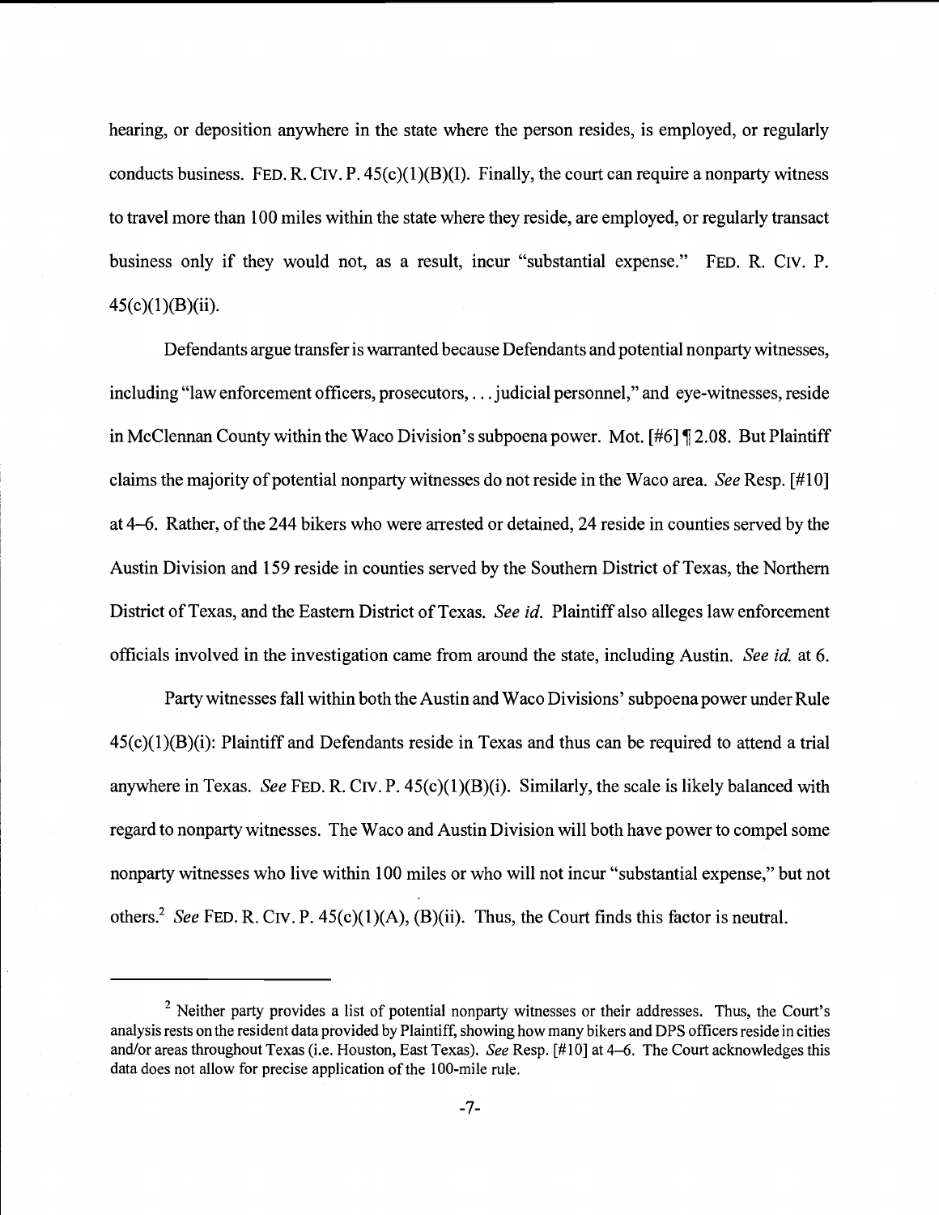hearing, or deposition anywhere in the state where the person resides, is employed, or regularly conducts business. FED. R. CIV. P. 45(c)(1)(B)(I). Finally, the court can require a nonparty witness to travel more than 100 miles within the state where they reside, are employed, or regularly transact business only if they would not, as a result, incur "substantial expense." FED. R. CIV. P. 45(c)(1)(B)(ii).

Defendants argue transfer is warranted because Defendants and potential nonparty witnesses, including "law enforcement officers, prosecutors, . . . judicial personnel," and eye-witnesses, reside in McClennan County within the Waco Division's subpoena power. Mot. [#6] ¶ 2.08. But Plaintiff claims the majority of potential nonparty witnesses do not reside in the Waco area. *See* Resp. [#10] at 4–6. Rather, of the 244 bikers who were arrested or detained, 24 reside in counties served by the Austin Division and 159 reside in counties served by the Southern District of Texas, the Northern District of Texas, and the Eastern District of Texas. *See id.* Plaintiff also alleges law enforcement officials involved in the investigation came from around the state, including Austin. *See id.* at 6.

Party witnesses fall within both the Austin and Waco Divisions' subpoena power under Rule 45(c)(1)(B)(i): Plaintiff and Defendants reside in Texas and thus can be required to attend a trial anywhere in Texas. *See* FED. R. CIV. P. 45(c)(1)(B)(i). Similarly, the scale is likely balanced with regard to nonparty witnesses. The Waco and Austin Division will both have power to compel some nonparty witnesses who live within 100 miles or who will not incur "substantial expense," but not others.[2] *See* FED. R. CIV. P. 45(c)(1)(A), (B)(ii). Thus, the Court finds this factor is neutral.

---

[2] Neither party provides a list of potential nonparty witnesses or their addresses. Thus, the Court's analysis rests on the resident data provided by Plaintiff, showing how many bikers and DPS officers reside in cities and/or areas throughout Texas (i.e. Houston, East Texas). *See* Resp. [#10] at 4–6. The Court acknowledges this data does not allow for precise application of the 100-mile rule.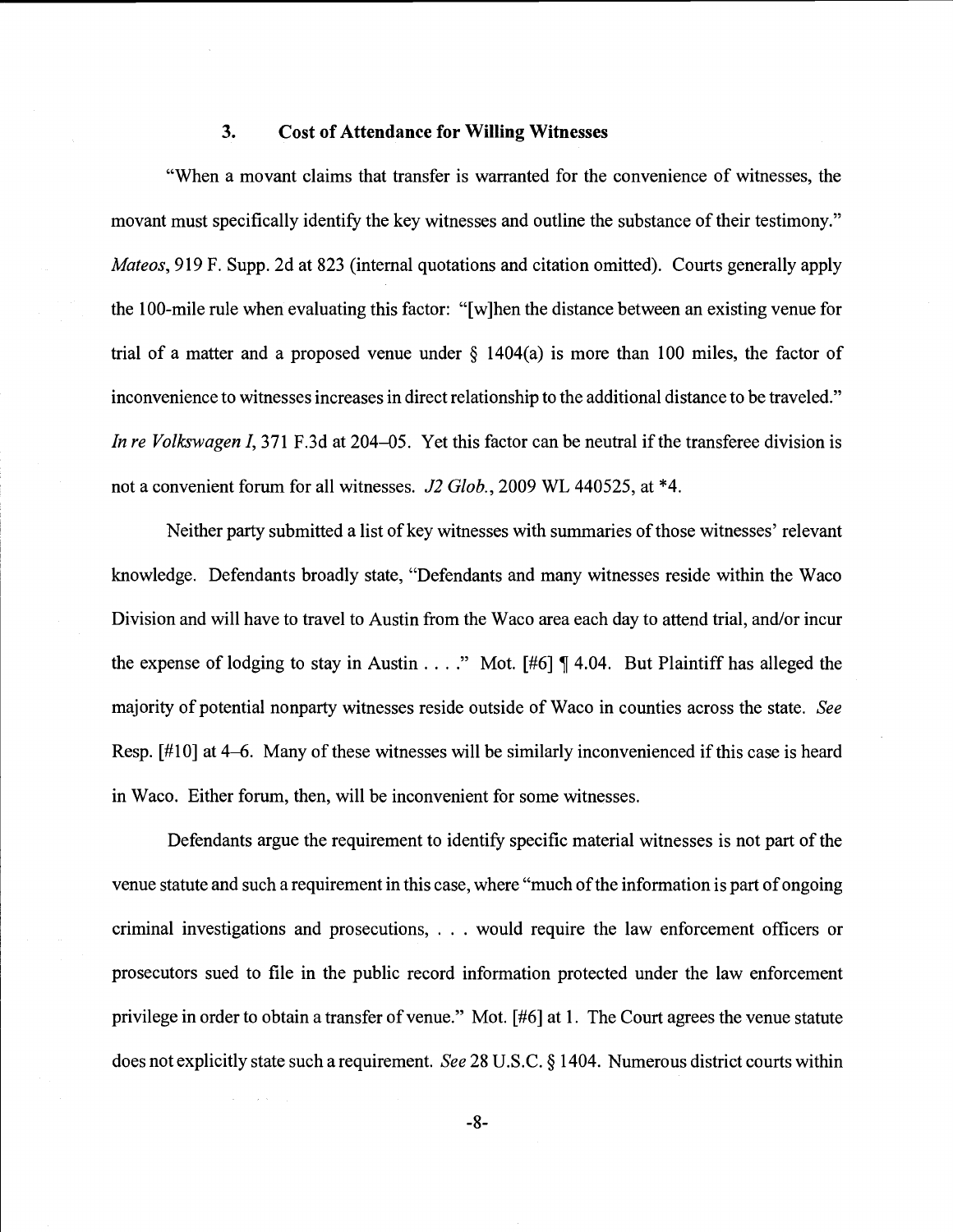### 3. Cost of Attendance for Willing Witnesses

"When a movant claims that transfer is warranted for the convenience of witnesses, the movant must specifically identify the key witnesses and outline the substance of their testimony." *Mateos*, 919 F. Supp. 2d at 823 (internal quotations and citation omitted). Courts generally apply the 100-mile rule when evaluating this factor: "[w]hen the distance between an existing venue for trial of a matter and a proposed venue under § 1404(a) is more than 100 miles, the factor of inconvenience to witnesses increases in direct relationship to the additional distance to be traveled." *In re Volkswagen I*, 371 F.3d at 204–05. Yet this factor can be neutral if the transferee division is not a convenient forum for all witnesses. *J2 Glob.*, 2009 WL 440525, at *4.

Neither party submitted a list of key witnesses with summaries of those witnesses' relevant knowledge. Defendants broadly state, "Defendants and many witnesses reside within the Waco Division and will have to travel to Austin from the Waco area each day to attend trial, and/or incur the expense of lodging to stay in Austin . . . ." Mot. [#6] ¶ 4.04. But Plaintiff has alleged the majority of potential nonparty witnesses reside outside of Waco in counties across the state. *See* Resp. [#10] at 4–6. Many of these witnesses will be similarly inconvenienced if this case is heard in Waco. Either forum, then, will be inconvenient for some witnesses.

Defendants argue the requirement to identify specific material witnesses is not part of the venue statute and such a requirement in this case, where "much of the information is part of ongoing criminal investigations and prosecutions, . . . would require the law enforcement officers or prosecutors sued to file in the public record information protected under the law enforcement privilege in order to obtain a transfer of venue." Mot. [#6] at 1. The Court agrees the venue statute does not explicitly state such a requirement. *See* 28 U.S.C. § 1404. Numerous district courts within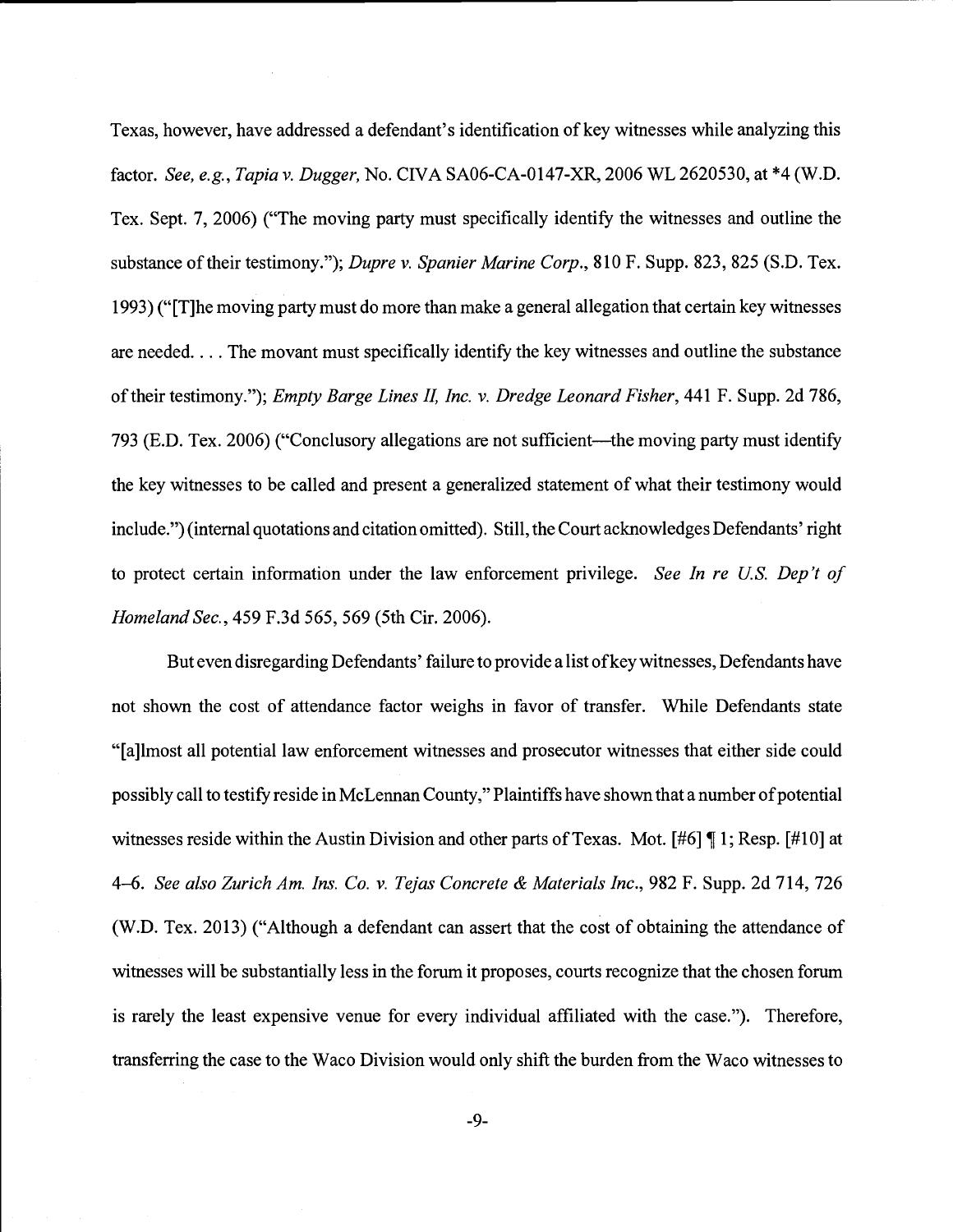Texas, however, have addressed a defendant's identification of key witnesses while analyzing this factor. *See, e.g.*, *Tapia v. Dugger*, No. CIVA SA06-CA-0147-XR, 2006 WL 2620530, at *4 (W.D. Tex. Sept. 7, 2006) ("The moving party must specifically identify the witnesses and outline the substance of their testimony."); *Dupre v. Spanier Marine Corp.*, 810 F. Supp. 823, 825 (S.D. Tex. 1993) ("[T]he moving party must do more than make a general allegation that certain key witnesses are needed. . . . The movant must specifically identify the key witnesses and outline the substance of their testimony."); *Empty Barge Lines II, Inc. v. Dredge Leonard Fisher*, 441 F. Supp. 2d 786, 793 (E.D. Tex. 2006) ("Conclusory allegations are not sufficient—the moving party must identify the key witnesses to be called and present a generalized statement of what their testimony would include.") (internal quotations and citation omitted). Still, the Court acknowledges Defendants' right to protect certain information under the law enforcement privilege. *See In re U.S. Dep't of Homeland Sec.*, 459 F.3d 565, 569 (5th Cir. 2006).

But even disregarding Defendants' failure to provide a list of key witnesses, Defendants have not shown the cost of attendance factor weighs in favor of transfer. While Defendants state "[a]lmost all potential law enforcement witnesses and prosecutor witnesses that either side could possibly call to testify reside in McLennan County," Plaintiffs have shown that a number of potential witnesses reside within the Austin Division and other parts of Texas. Mot. [#6] ¶ 1; Resp. [#10] at 4–6. *See also Zurich Am. Ins. Co. v. Tejas Concrete & Materials Inc.*, 982 F. Supp. 2d 714, 726 (W.D. Tex. 2013) ("Although a defendant can assert that the cost of obtaining the attendance of witnesses will be substantially less in the forum it proposes, courts recognize that the chosen forum is rarely the least expensive venue for every individual affiliated with the case."). Therefore, transferring the case to the Waco Division would only shift the burden from the Waco witnesses to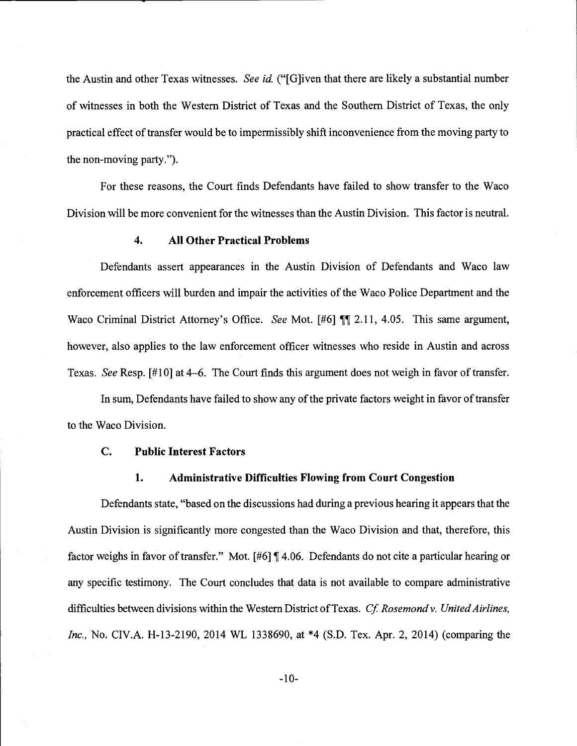the Austin and other Texas witnesses. *See id.* ("[G]iven that there are likely a substantial number of witnesses in both the Western District of Texas and the Southern District of Texas, the only practical effect of transfer would be to impermissibly shift inconvenience from the moving party to the non-moving party.").

For these reasons, the Court finds Defendants have failed to show transfer to the Waco Division will be more convenient for the witnesses than the Austin Division. This factor is neutral.

### 4. All Other Practical Problems

Defendants assert appearances in the Austin Division of Defendants and Waco law enforcement officers will burden and impair the activities of the Waco Police Department and the Waco Criminal District Attorney's Office. *See* Mot. [#6] ¶¶ 2.11, 4.05. This same argument, however, also applies to the law enforcement officer witnesses who reside in Austin and across Texas. *See* Resp. [#10] at 4–6. The Court finds this argument does not weigh in favor of transfer.

In sum, Defendants have failed to show any of the private factors weight in favor of transfer to the Waco Division.

## C. Public Interest Factors

### 1. Administrative Difficulties Flowing from Court Congestion

Defendants state, "based on the discussions had during a previous hearing it appears that the Austin Division is significantly more congested than the Waco Division and that, therefore, this factor weighs in favor of transfer." Mot. [#6] ¶ 4.06. Defendants do not cite a particular hearing or any specific testimony. The Court concludes that data is not available to compare administrative difficulties between divisions within the Western District of Texas. *Cf. Rosemond v. United Airlines, Inc.*, No. CIV.A. H-13-2190, 2014 WL 1338690, at *4 (S.D. Tex. Apr. 2, 2014) (comparing the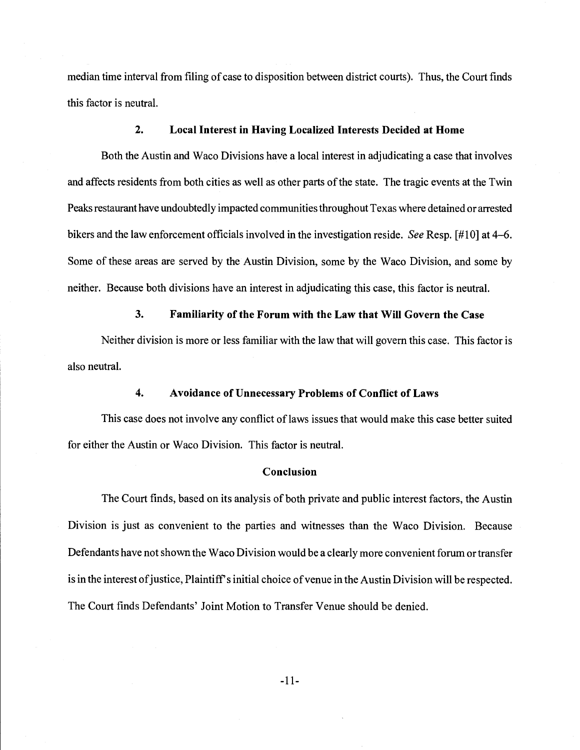median time interval from filing of case to disposition between district courts). Thus, the Court finds this factor is neutral.

### 2. Local Interest in Having Localized Interests Decided at Home

Both the Austin and Waco Divisions have a local interest in adjudicating a case that involves and affects residents from both cities as well as other parts of the state. The tragic events at the Twin Peaks restaurant have undoubtedly impacted communities throughout Texas where detained or arrested bikers and the law enforcement officials involved in the investigation reside. *See* Resp. [#10] at 4–6. Some of these areas are served by the Austin Division, some by the Waco Division, and some by neither. Because both divisions have an interest in adjudicating this case, this factor is neutral.

### 3. Familiarity of the Forum with the Law that Will Govern the Case

Neither division is more or less familiar with the law that will govern this case. This factor is also neutral.

### 4. Avoidance of Unnecessary Problems of Conflict of Laws

This case does not involve any conflict of laws issues that would make this case better suited for either the Austin or Waco Division. This factor is neutral.

## Conclusion

The Court finds, based on its analysis of both private and public interest factors, the Austin Division is just as convenient to the parties and witnesses than the Waco Division. Because Defendants have not shown the Waco Division would be a clearly more convenient forum or transfer is in the interest of justice, Plaintiff's initial choice of venue in the Austin Division will be respected. The Court finds Defendants' Joint Motion to Transfer Venue should be denied.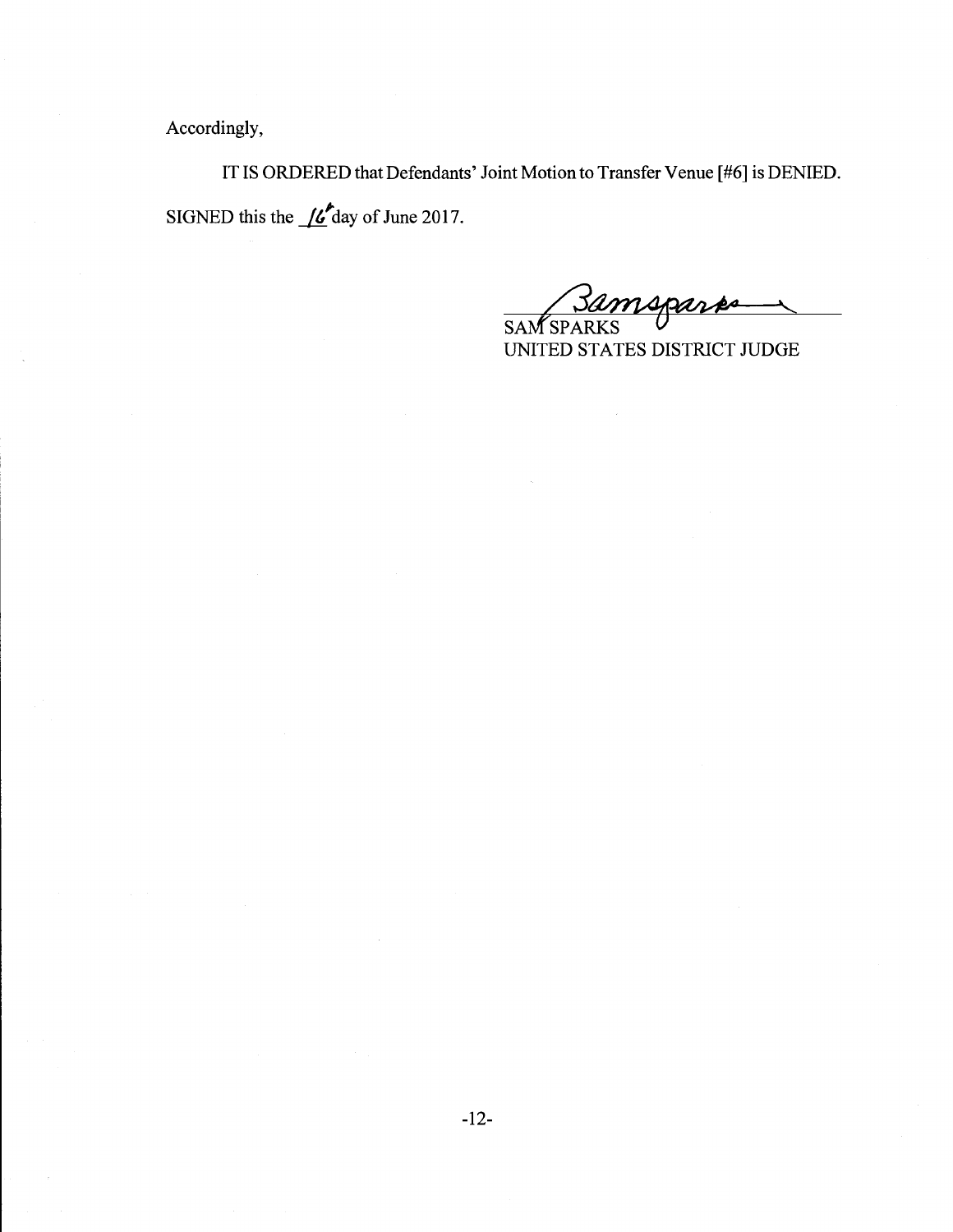Accordingly,

IT IS ORDERED that Defendants' Joint Motion to Transfer Venue [#6] is DENIED.

SIGNED this the 16th day of June 2017.

SAM SPARKS
UNITED STATES DISTRICT JUDGE